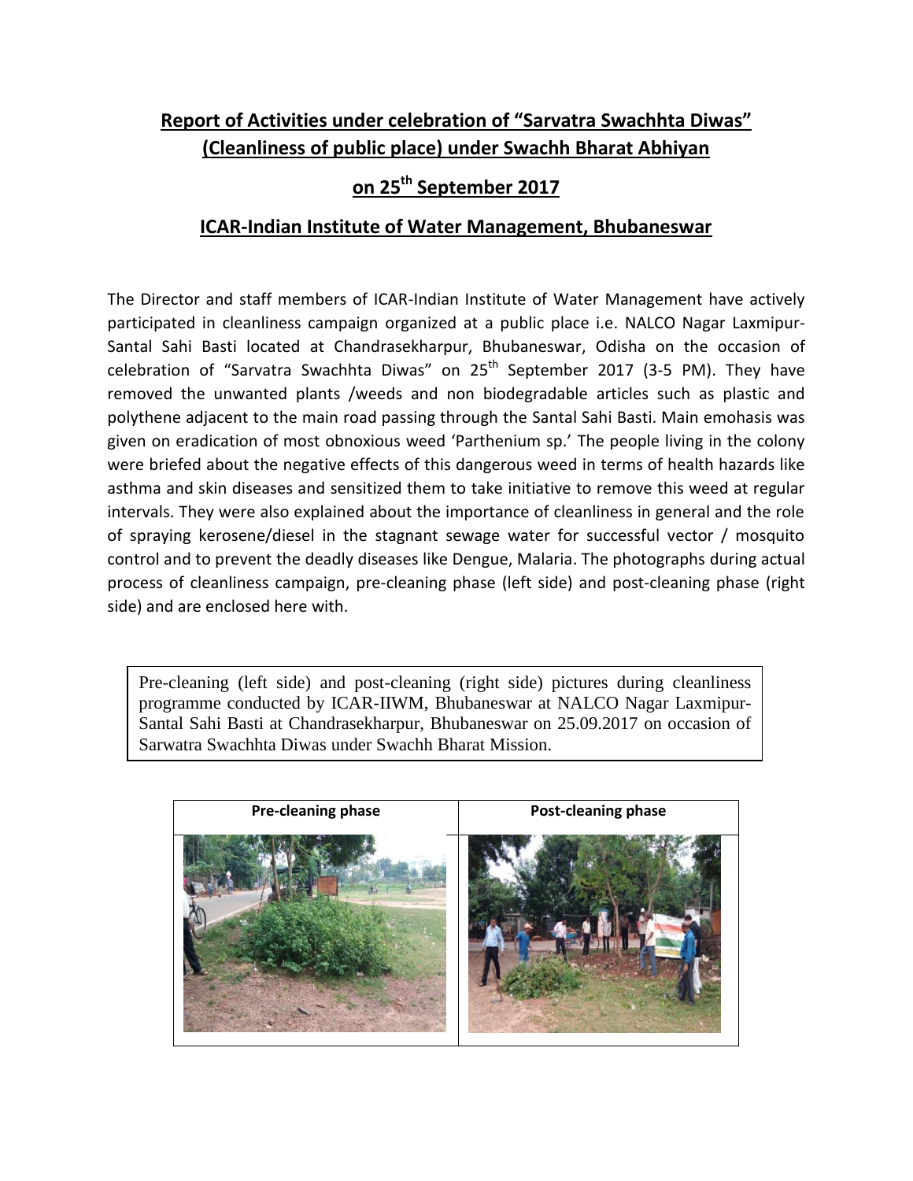# Report of Activities under celebration of "Sarvatra Swachhta Diwas" (Cleanliness of public place) under Swachh Bharat Abhiyan

## on 25th September 2017

## ICAR-Indian Institute of Water Management, Bhubaneswar

The Director and staff members of ICAR-Indian Institute of Water Management have actively participated in cleanliness campaign organized at a public place i.e. NALCO Nagar Laxmipur-Santal Sahi Basti located at Chandrasekharpur, Bhubaneswar, Odisha on the occasion of celebration of "Sarvatra Swachhta Diwas" on 25th September 2017 (3-5 PM). They have removed the unwanted plants /weeds and non biodegradable articles such as plastic and polythene adjacent to the main road passing through the Santal Sahi Basti. Main emohasis was given on eradication of most obnoxious weed 'Parthenium sp.' The people living in the colony were briefed about the negative effects of this dangerous weed in terms of health hazards like asthma and skin diseases and sensitized them to take initiative to remove this weed at regular intervals. They were also explained about the importance of cleanliness in general and the role of spraying kerosene/diesel in the stagnant sewage water for successful vector / mosquito control and to prevent the deadly diseases like Dengue, Malaria. The photographs during actual process of cleanliness campaign, pre-cleaning phase (left side) and post-cleaning phase (right side) and are enclosed here with.

Pre-cleaning (left side) and post-cleaning (right side) pictures during cleanliness programme conducted by ICAR-IIWM, Bhubaneswar at NALCO Nagar Laxmipur-Santal Sahi Basti at Chandrasekharpur, Bhubaneswar on 25.09.2017 on occasion of Sarwatra Swachhta Diwas under Swachh Bharat Mission.

| Pre-cleaning phase | Post-cleaning phase |
| --- | --- |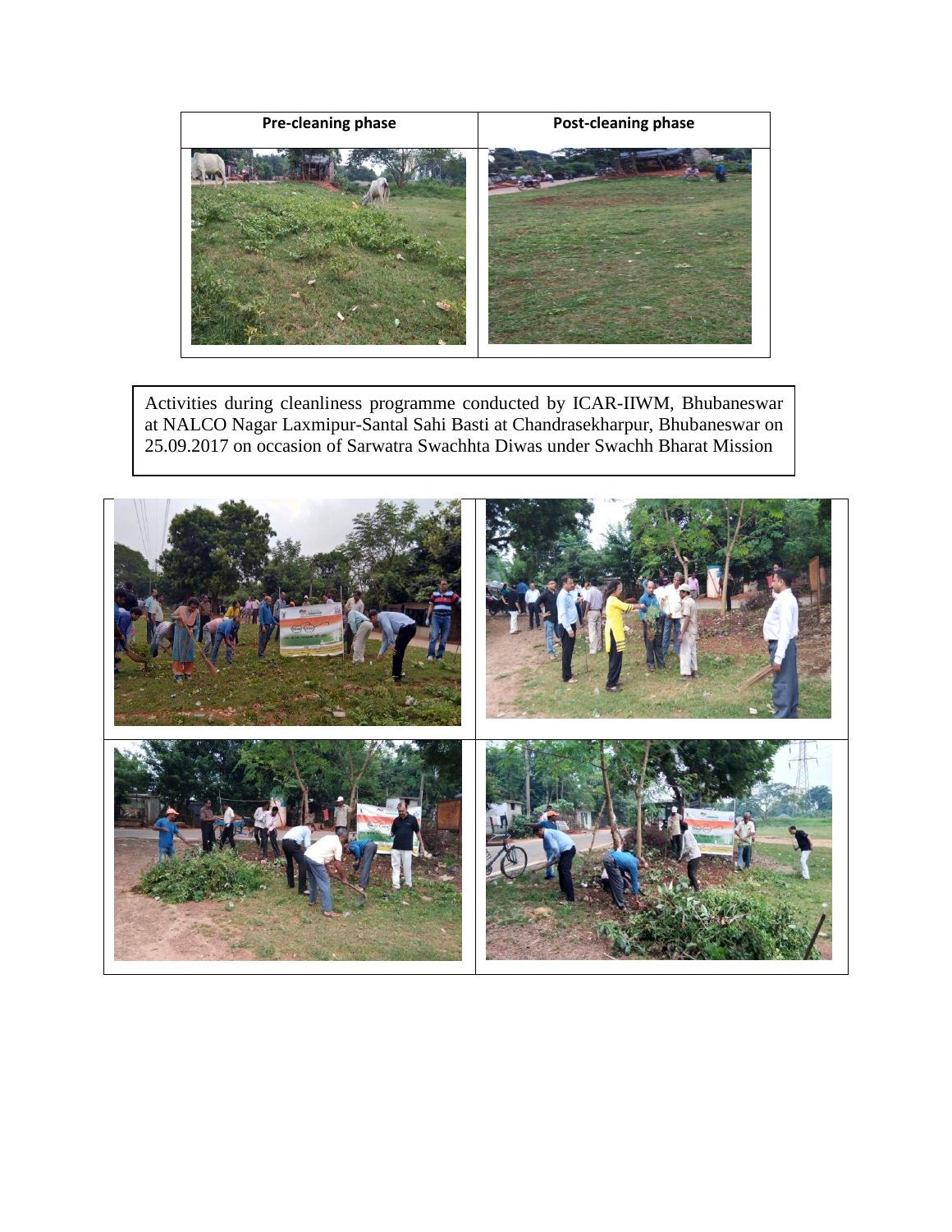| Pre-cleaning phase | Post-cleaning phase |
| --- | --- |
| | |

Activities during cleanliness programme conducted by ICAR-IIWM, Bhubaneswar at NALCO Nagar Laxmipur-Santal Sahi Basti at Chandrasekharpur, Bhubaneswar on 25.09.2017 on occasion of Sarwatra Swachhta Diwas under Swachh Bharat Mission